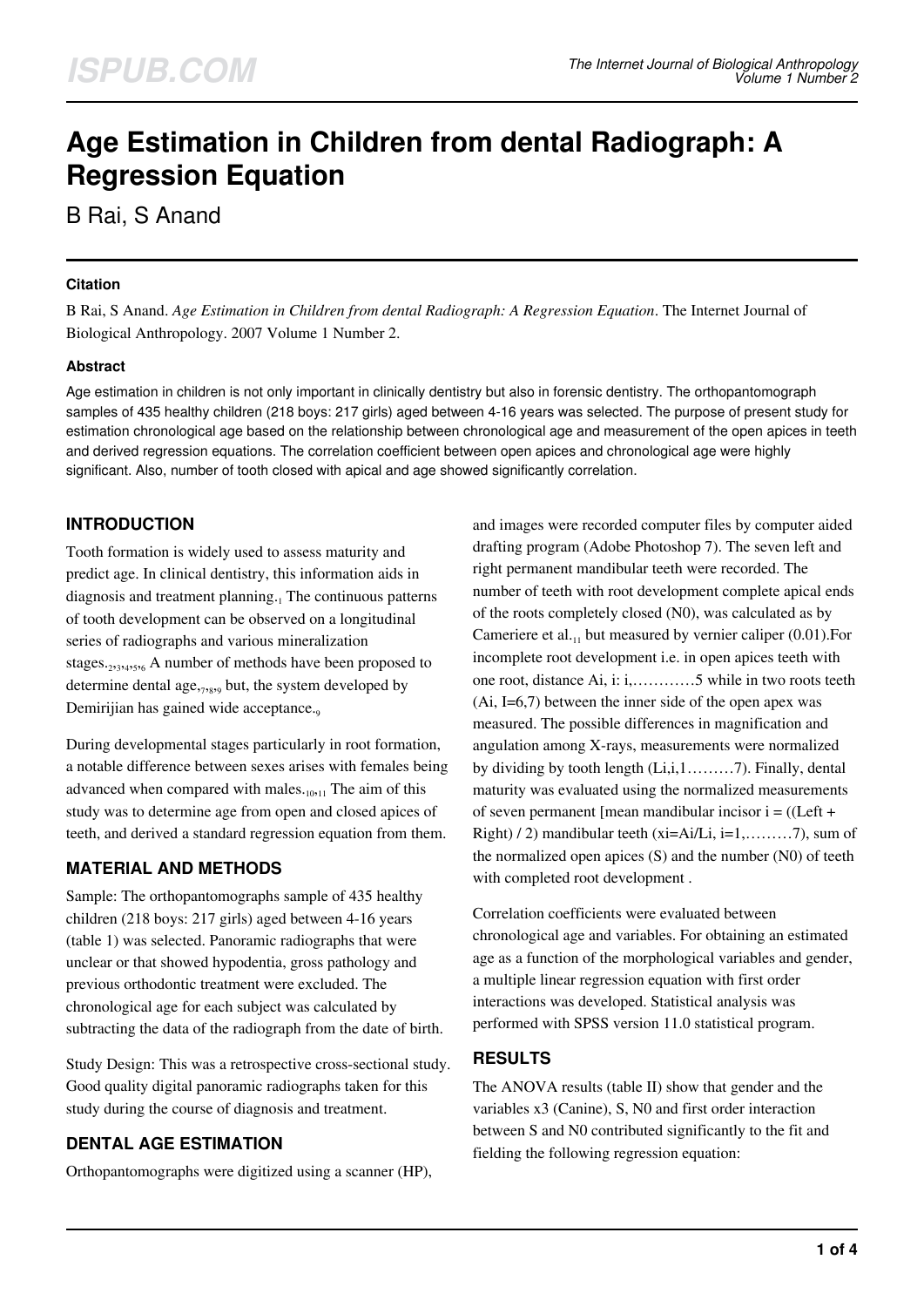# Age Estimation in Children from dental Radiograph: A Regression Equation

B Rai, S Anand

### Citation

B Rai, S Anand. *Age Estimation in Children from dental Radiograph: A Regression Equation*. The Internet Journal of Biological Anthropology. 2007 Volume 1 Number 2.

### Abstract

Age estimation in children is not only important in clinically dentistry but also in forensic dentistry. The orthopantomograph samples of 435 healthy children (218 boys: 217 girls) aged between 4-16 years was selected. The purpose of present study for estimation chronological age based on the relationship between chronological age and measurement of the open apices in teeth and derived regression equations. The correlation coefficient between open apices and chronological age were highly significant. Also, number of tooth closed with apical and age showed significantly correlation.

## INTRODUCTION

Tooth formation is widely used to assess maturity and predict age. In clinical dentistry, this information aids in diagnosis and treatment planning.[1] The continuous patterns of tooth development can be observed on a longitudinal series of radiographs and various mineralization stages.[2,3,4,5,6] A number of methods have been proposed to determine dental age,[7,8,9] but, the system developed by Demirijian has gained wide acceptance.[9]

During developmental stages particularly in root formation, a notable difference between sexes arises with females being advanced when compared with males.[10,11] The aim of this study was to determine age from open and closed apices of teeth, and derived a standard regression equation from them.

## MATERIAL AND METHODS

Sample: The orthopantomographs sample of 435 healthy children (218 boys: 217 girls) aged between 4-16 years (table 1) was selected. Panoramic radiographs that were unclear or that showed hypodentia, gross pathology and previous orthodontic treatment were excluded. The chronological age for each subject was calculated by subtracting the data of the radiograph from the date of birth.

Study Design: This was a retrospective cross-sectional study. Good quality digital panoramic radiographs taken for this study during the course of diagnosis and treatment.

## DENTAL AGE ESTIMATION

Orthopantomographs were digitized using a scanner (HP), and images were recorded computer files by computer aided drafting program (Adobe Photoshop 7). The seven left and right permanent mandibular teeth were recorded. The number of teeth with root development complete apical ends of the roots completely closed (N0), was calculated as by Cameriere et al.[11] but measured by vernier caliper (0.01).For incomplete root development i.e. in open apices teeth with one root, distance Ai, i: i,…………5 while in two roots teeth (Ai, I=6,7) between the inner side of the open apex was measured. The possible differences in magnification and angulation among X-rays, measurements were normalized by dividing by tooth length (Li,i,1………7). Finally, dental maturity was evaluated using the normalized measurements of seven permanent [mean mandibular incisor i = ((Left + Right) / 2) mandibular teeth (xi=Ai/Li, i=1,………7), sum of the normalized open apices (S) and the number (N0) of teeth with completed root development .

Correlation coefficients were evaluated between chronological age and variables. For obtaining an estimated age as a function of the morphological variables and gender, a multiple linear regression equation with first order interactions was developed. Statistical analysis was performed with SPSS version 11.0 statistical program.

## RESULTS

The ANOVA results (table II) show that gender and the variables x3 (Canine), S, N0 and first order interaction between S and N0 contributed significantly to the fit and fielding the following regression equation: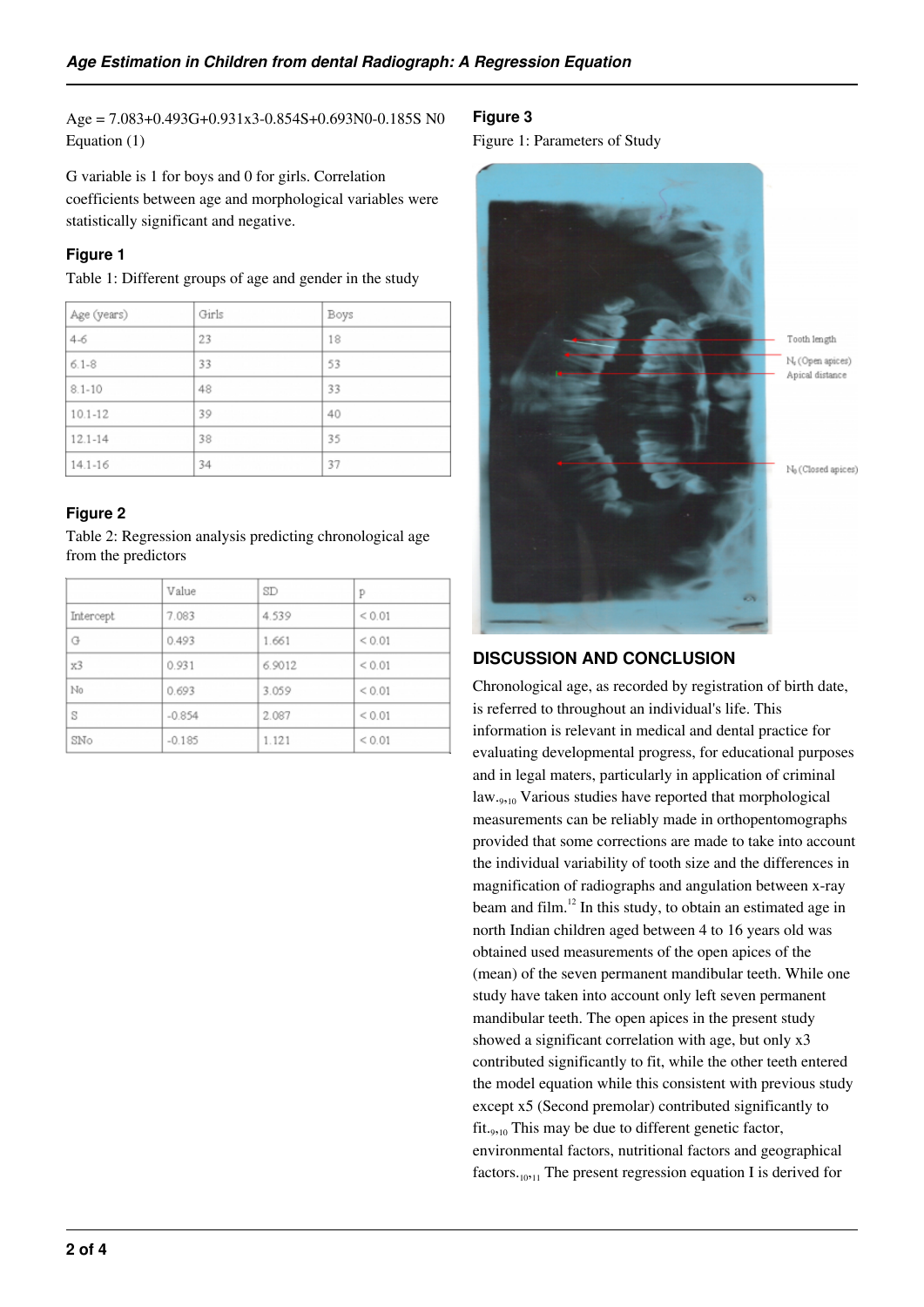Age = 7.083+0.493G+0.931x3-0.854S+0.693N0-0.185S N0 Equation (1)

G variable is 1 for boys and 0 for girls. Correlation coefficients between age and morphological variables were statistically significant and negative.

### Figure 1

Table 1: Different groups of age and gender in the study

| Age (years) | Girls | Boys |
|---|---|---|
| 4-6 | 23 | 18 |
| 6.1-8 | 33 | 53 |
| 8.1-10 | 48 | 33 |
| 10.1-12 | 39 | 40 |
| 12.1-14 | 38 | 35 |
| 14.1-16 | 34 | 37 |

### Figure 2

Table 2: Regression analysis predicting chronological age from the predictors

| | Value | SD | p |
|---|---|---|---|
| Intercept | 7.083 | 4.539 | < 0.01 |
| G | 0.493 | 1.661 | < 0.01 |
| x3 | 0.931 | 6.9012 | < 0.01 |
| No | 0.693 | 3.059 | < 0.01 |
| S | -0.854 | 2.087 | < 0.01 |
| SNo | -0.185 | 1.121 | < 0.01 |

### Figure 3

Figure 1: Parameters of Study

Tooth length

$N_0$ (Open apices)

Apical distance

$N_0$ (Closed apices)

## DISCUSSION AND CONCLUSION

Chronological age, as recorded by registration of birth date, is referred to throughout an individual's life. This information is relevant in medical and dental practice for evaluating developmental progress, for educational purposes and in legal maters, particularly in application of criminal law.[9,10] Various studies have reported that morphological measurements can be reliably made in orthopentomographs provided that some corrections are made to take into account the individual variability of tooth size and the differences in magnification of radiographs and angulation between x-ray beam and film.[12] In this study, to obtain an estimated age in north Indian children aged between 4 to 16 years old was obtained used measurements of the open apices of the (mean) of the seven permanent mandibular teeth. While one study have taken into account only left seven permanent mandibular teeth. The open apices in the present study showed a significant correlation with age, but only x3 contributed significantly to fit, while the other teeth entered the model equation while this consistent with previous study except x5 (Second premolar) contributed significantly to fit.[9,10] This may be due to different genetic factor, environmental factors, nutritional factors and geographical factors.[10,11] The present regression equation I is derived for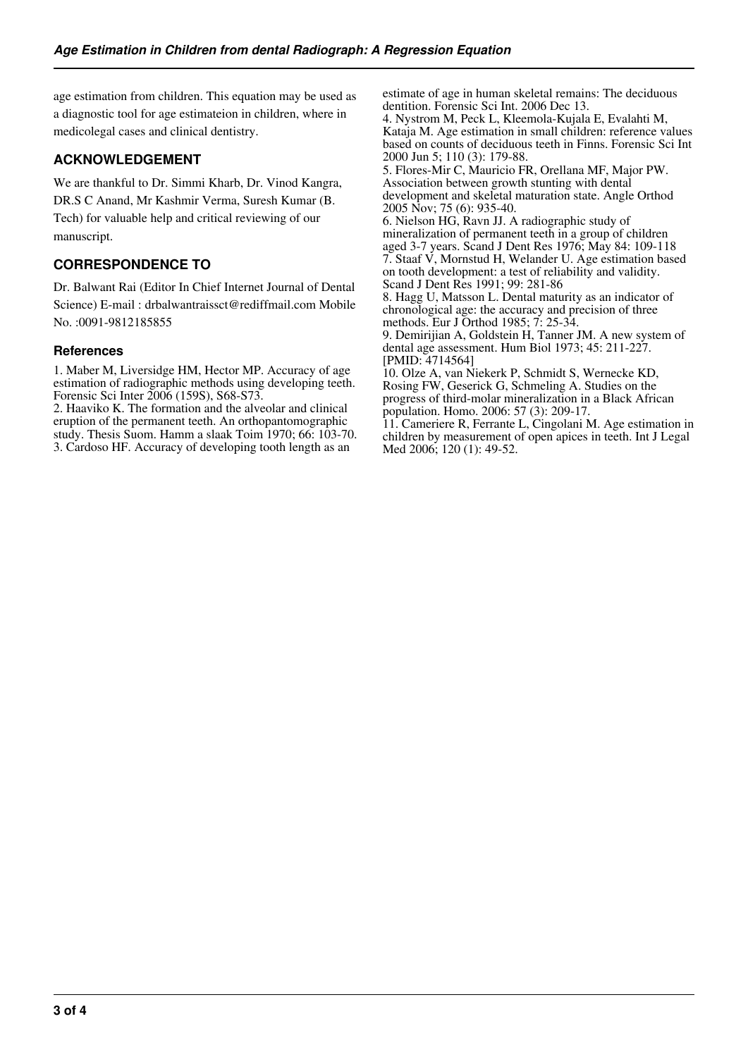age estimation from children. This equation may be used as a diagnostic tool for age estimateion in children, where in medicolegal cases and clinical dentistry.

## ACKNOWLEDGEMENT

We are thankful to Dr. Simmi Kharb, Dr. Vinod Kangra, DR.S C Anand, Mr Kashmir Verma, Suresh Kumar (B. Tech) for valuable help and critical reviewing of our manuscript.

## CORRESPONDENCE TO

Dr. Balwant Rai (Editor In Chief Internet Journal of Dental Science) E-mail : drbalwantraissct@rediffmail.com Mobile No. :0091-9812185855

### References

1. Maber M, Liversidge HM, Hector MP. Accuracy of age estimation of radiographic methods using developing teeth. Forensic Sci Inter 2006 (159S), S68-S73.
2. Haaviko K. The formation and the alveolar and clinical eruption of the permanent teeth. An orthopantomographic study. Thesis Suom. Hamm a slaak Toim 1970; 66: 103-70.
3. Cardoso HF. Accuracy of developing tooth length as an estimate of age in human skeletal remains: The deciduous dentition. Forensic Sci Int. 2006 Dec 13.
4. Nystrom M, Peck L, Kleemola-Kujala E, Evalahti M, Kataja M. Age estimation in small children: reference values based on counts of deciduous teeth in Finns. Forensic Sci Int 2000 Jun 5; 110 (3): 179-88.
5. Flores-Mir C, Mauricio FR, Orellana MF, Major PW. Association between growth stunting with dental development and skeletal maturation state. Angle Orthod 2005 Nov; 75 (6): 935-40.
6. Nielson HG, Ravn JJ. A radiographic study of mineralization of permanent teeth in a group of children aged 3-7 years. Scand J Dent Res 1976; May 84: 109-118
7. Staaf V, Mornstud H, Welander U. Age estimation based on tooth development: a test of reliability and validity. Scand J Dent Res 1991; 99: 281-86
8. Hagg U, Matsson L. Dental maturity as an indicator of chronological age: the accuracy and precision of three methods. Eur J Orthod 1985; 7: 25-34.
9. Demirijian A, Goldstein H, Tanner JM. A new system of dental age assessment. Hum Biol 1973; 45: 211-227. [PMID: 4714564]
10. Olze A, van Niekerk P, Schmidt S, Wernecke KD, Rosing FW, Geserick G, Schmeling A. Studies on the progress of third-molar mineralization in a Black African population. Homo. 2006: 57 (3): 209-17.
11. Cameriere R, Ferrante L, Cingolani M. Age estimation in children by measurement of open apices in teeth. Int J Legal Med 2006; 120 (1): 49-52.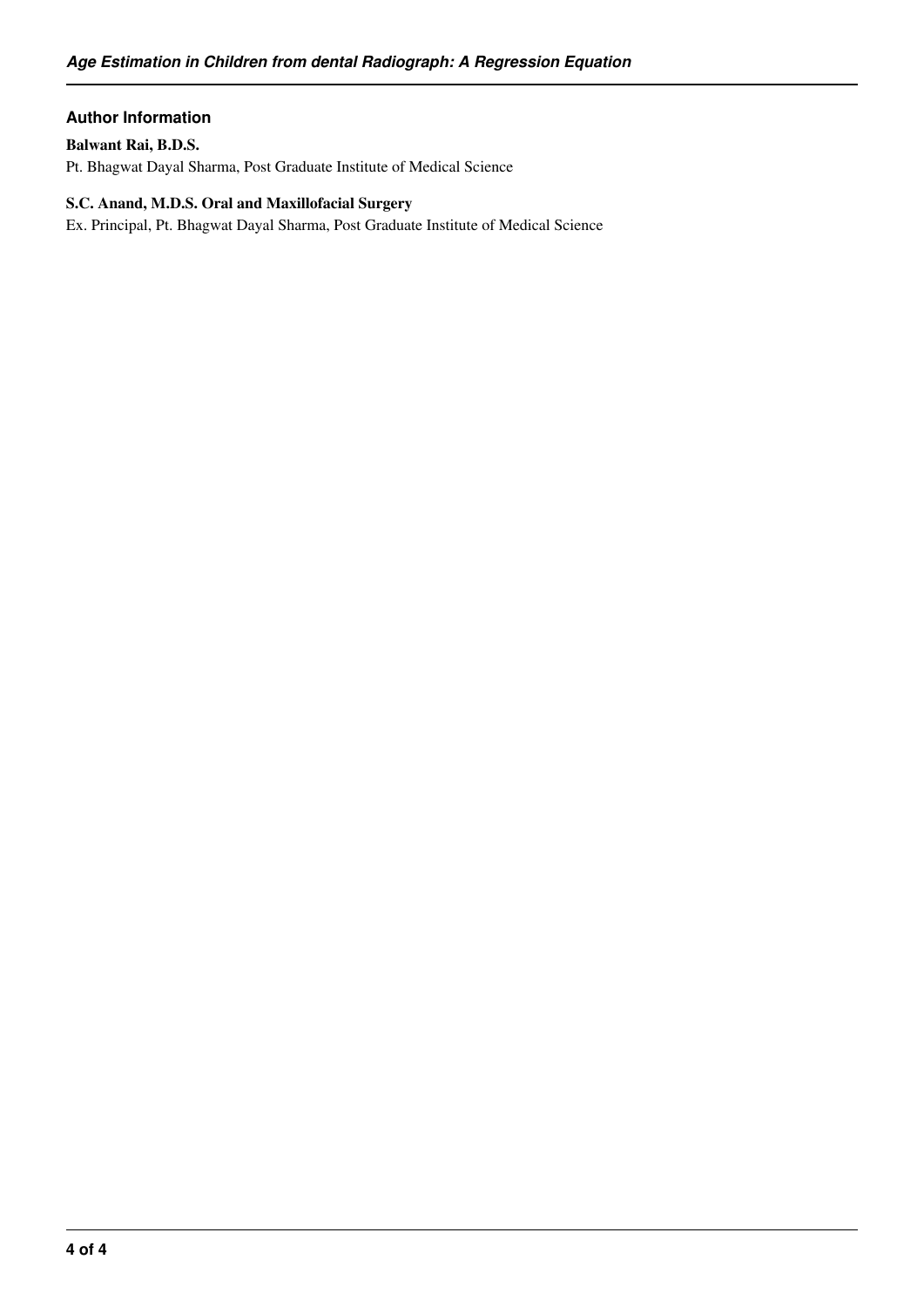## Author Information

**Balwant Rai, B.D.S.**

Pt. Bhagwat Dayal Sharma, Post Graduate Institute of Medical Science

**S.C. Anand, M.D.S. Oral and Maxillofacial Surgery**

Ex. Principal, Pt. Bhagwat Dayal Sharma, Post Graduate Institute of Medical Science